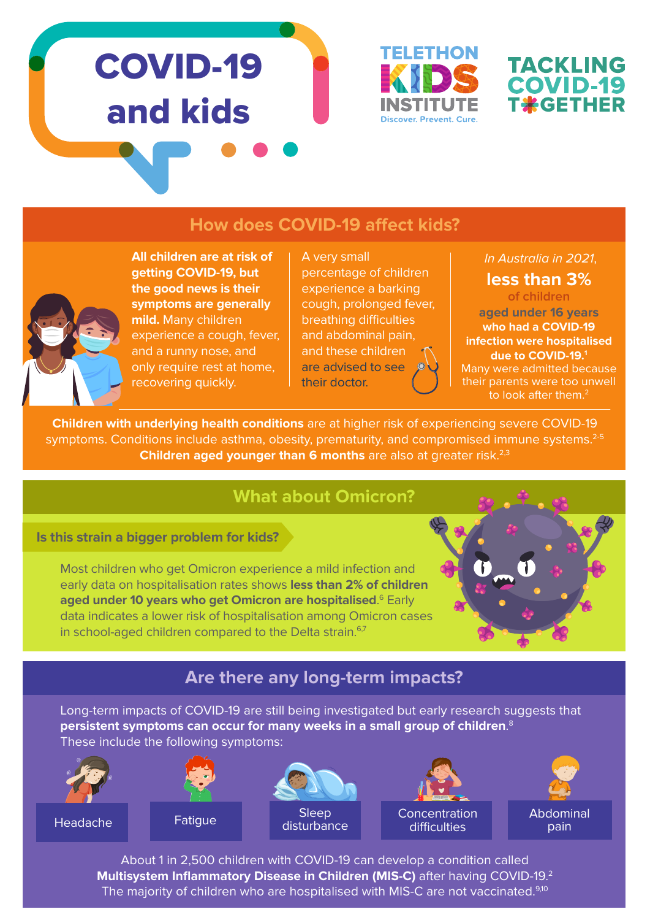# COVID-19 and kids

TELETHON KIDS INSTITUTE
Discover. Prevent. Cure.

TACKLING COVID-19 TOGETHER

## How does COVID-19 affect kids?

**All children are at risk of getting COVID-19, but the good news is their symptoms are generally mild.** Many children experience a cough, fever, and a runny nose, and only require rest at home, recovering quickly.

A very small percentage of children experience a barking cough, prolonged fever, breathing difficulties and abdominal pain, and these children are advised to see their doctor.

*In Australia in 2021,* **less than 3% of children aged under 16 years who had a COVID-19 infection were hospitalised due to COVID-19.**[1] Many were admitted because their parents were too unwell to look after them.[2]

**Children with underlying health conditions** are at higher risk of experiencing severe COVID-19 symptoms. Conditions include asthma, obesity, prematurity, and compromised immune systems.[2-5] **Children aged younger than 6 months** are also at greater risk.[2,3]

## What about Omicron?

### Is this strain a bigger problem for kids?

Most children who get Omicron experience a mild infection and early data on hospitalisation rates shows **less than 2% of children aged under 10 years who get Omicron are hospitalised**.[6] Early data indicates a lower risk of hospitalisation among Omicron cases in school-aged children compared to the Delta strain.[6,7]

## Are there any long-term impacts?

Long-term impacts of COVID-19 are still being investigated but early research suggests that **persistent symptoms can occur for many weeks in a small group of children**.[8] These include the following symptoms:

- Headache
- Fatigue
- Sleep disturbance
- Concentration difficulties
- Abdominal pain

About 1 in 2,500 children with COVID-19 can develop a condition called **Multisystem Inflammatory Disease in Children (MIS-C)** after having COVID-19.[2] The majority of children who are hospitalised with MIS-C are not vaccinated.[9,10]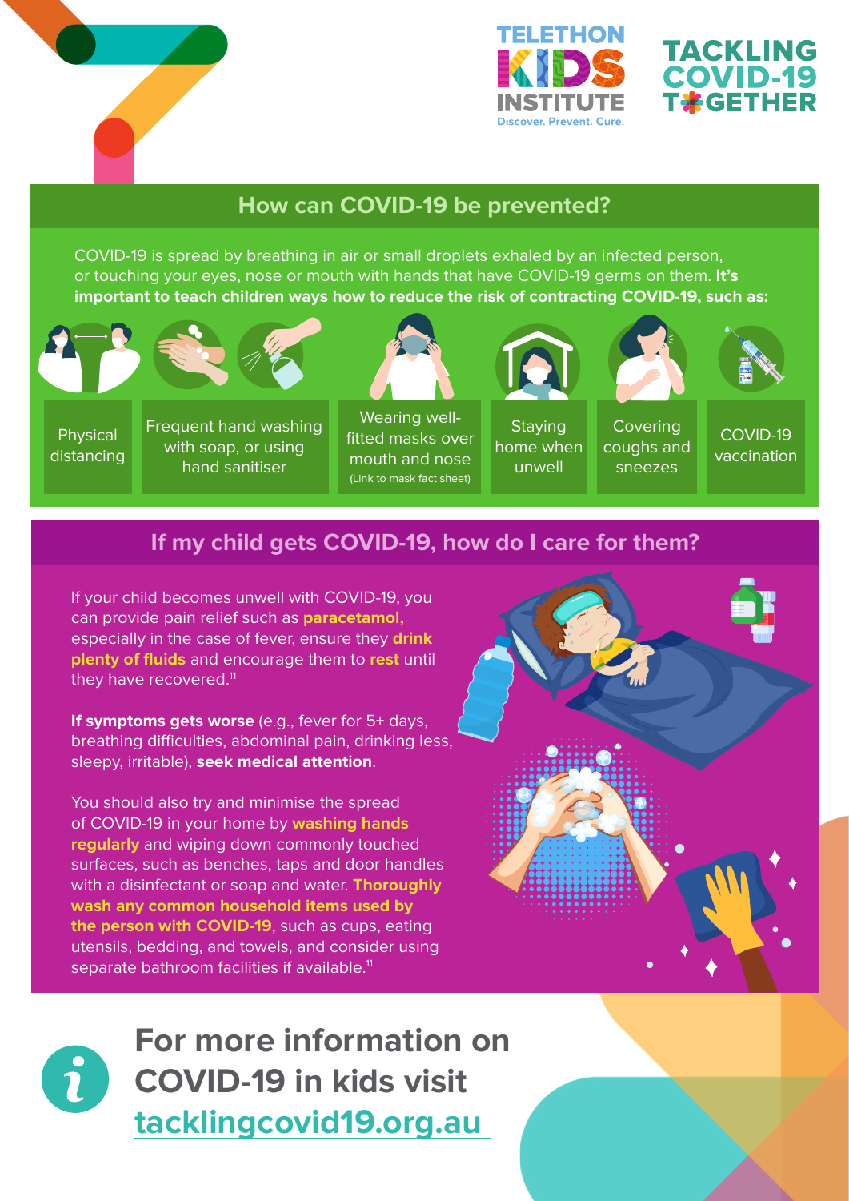TELETHON KIDS INSTITUTE
Discover. Prevent. Cure.

TACKLING COVID-19 TOGETHER

## How can COVID-19 be prevented?

COVID-19 is spread by breathing in air or small droplets exhaled by an infected person, or touching your eyes, nose or mouth with hands that have COVID-19 germs on them. **It's important to teach children ways how to reduce the risk of contracting COVID-19, such as:**

- Physical distancing
- Frequent hand washing with soap, or using hand sanitiser
- Wearing well-fitted masks over mouth and nose (Link to mask fact sheet)
- Staying home when unwell
- Covering coughs and sneezes
- COVID-19 vaccination

## If my child gets COVID-19, how do I care for them?

If your child becomes unwell with COVID-19, you can provide pain relief such as **paracetamol,** especially in the case of fever, ensure they **drink plenty of fluids** and encourage them to **rest** until they have recovered.[11]

**If symptoms gets worse** (e.g., fever for 5+ days, breathing difficulties, abdominal pain, drinking less, sleepy, irritable), **seek medical attention**.

You should also try and minimise the spread of COVID-19 in your home by **washing hands regularly** and wiping down commonly touched surfaces, such as benches, taps and door handles with a disinfectant or soap and water. **Thoroughly wash any common household items used by the person with COVID-19**, such as cups, eating utensils, bedding, and towels, and consider using separate bathroom facilities if available.[11]

**For more information on COVID-19 in kids visit tacklingcovid19.org.au**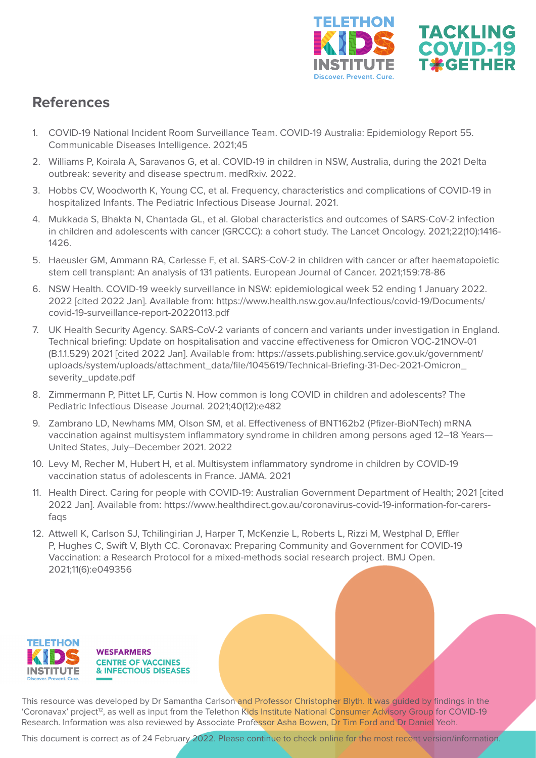## References

1. COVID-19 National Incident Room Surveillance Team. COVID-19 Australia: Epidemiology Report 55. Communicable Diseases Intelligence. 2021;45
2. Williams P, Koirala A, Saravanos G, et al. COVID-19 in children in NSW, Australia, during the 2021 Delta outbreak: severity and disease spectrum. medRxiv. 2022.
3. Hobbs CV, Woodworth K, Young CC, et al. Frequency, characteristics and complications of COVID-19 in hospitalized Infants. The Pediatric Infectious Disease Journal. 2021.
4. Mukkada S, Bhakta N, Chantada GL, et al. Global characteristics and outcomes of SARS-CoV-2 infection in children and adolescents with cancer (GRCCC): a cohort study. The Lancet Oncology. 2021;22(10):1416-1426.
5. Haeusler GM, Ammann RA, Carlesse F, et al. SARS-CoV-2 in children with cancer or after haematopoietic stem cell transplant: An analysis of 131 patients. European Journal of Cancer. 2021;159:78-86
6. NSW Health. COVID-19 weekly surveillance in NSW: epidemiological week 52 ending 1 January 2022. 2022 [cited 2022 Jan]. Available from: https://www.health.nsw.gov.au/Infectious/covid-19/Documents/covid-19-surveillance-report-20220113.pdf
7. UK Health Security Agency. SARS-CoV-2 variants of concern and variants under investigation in England. Technical briefing: Update on hospitalisation and vaccine effectiveness for Omicron VOC-21NOV-01 (B.1.1.529) 2021 [cited 2022 Jan]. Available from: https://assets.publishing.service.gov.uk/government/uploads/system/uploads/attachment_data/file/1045619/Technical-Briefing-31-Dec-2021-Omicron_severity_update.pdf
8. Zimmermann P, Pittet LF, Curtis N. How common is long COVID in children and adolescents? The Pediatric Infectious Disease Journal. 2021;40(12):e482
9. Zambrano LD, Newhams MM, Olson SM, et al. Effectiveness of BNT162b2 (Pfizer-BioNTech) mRNA vaccination against multisystem inflammatory syndrome in children among persons aged 12–18 Years—United States, July–December 2021. 2022
10. Levy M, Recher M, Hubert H, et al. Multisystem inflammatory syndrome in children by COVID-19 vaccination status of adolescents in France. JAMA. 2021
11. Health Direct. Caring for people with COVID-19: Australian Government Department of Health; 2021 [cited 2022 Jan]. Available from: https://www.healthdirect.gov.au/coronavirus-covid-19-information-for-carers-faqs
12. Attwell K, Carlson SJ, Tchilingirian J, Harper T, McKenzie L, Roberts L, Rizzi M, Westphal D, Effler P, Hughes C, Swift V, Blyth CC. Coronavax: Preparing Community and Government for COVID-19 Vaccination: a Research Protocol for a mixed-methods social research project. BMJ Open. 2021;11(6):e049356

TELETHON KIDS INSTITUTE Discover. Prevent. Cure.

WESFARMERS CENTRE OF VACCINES & INFECTIOUS DISEASES

This resource was developed by Dr Samantha Carlson and Professor Christopher Blyth. It was guided by findings in the 'Coronavax' project[12], as well as input from the Telethon Kids Institute National Consumer Advisory Group for COVID-19 Research. Information was also reviewed by Associate Professor Asha Bowen, Dr Tim Ford and Dr Daniel Yeoh.

This document is correct as of 24 February 2022. Please continue to check online for the most recent version/information.